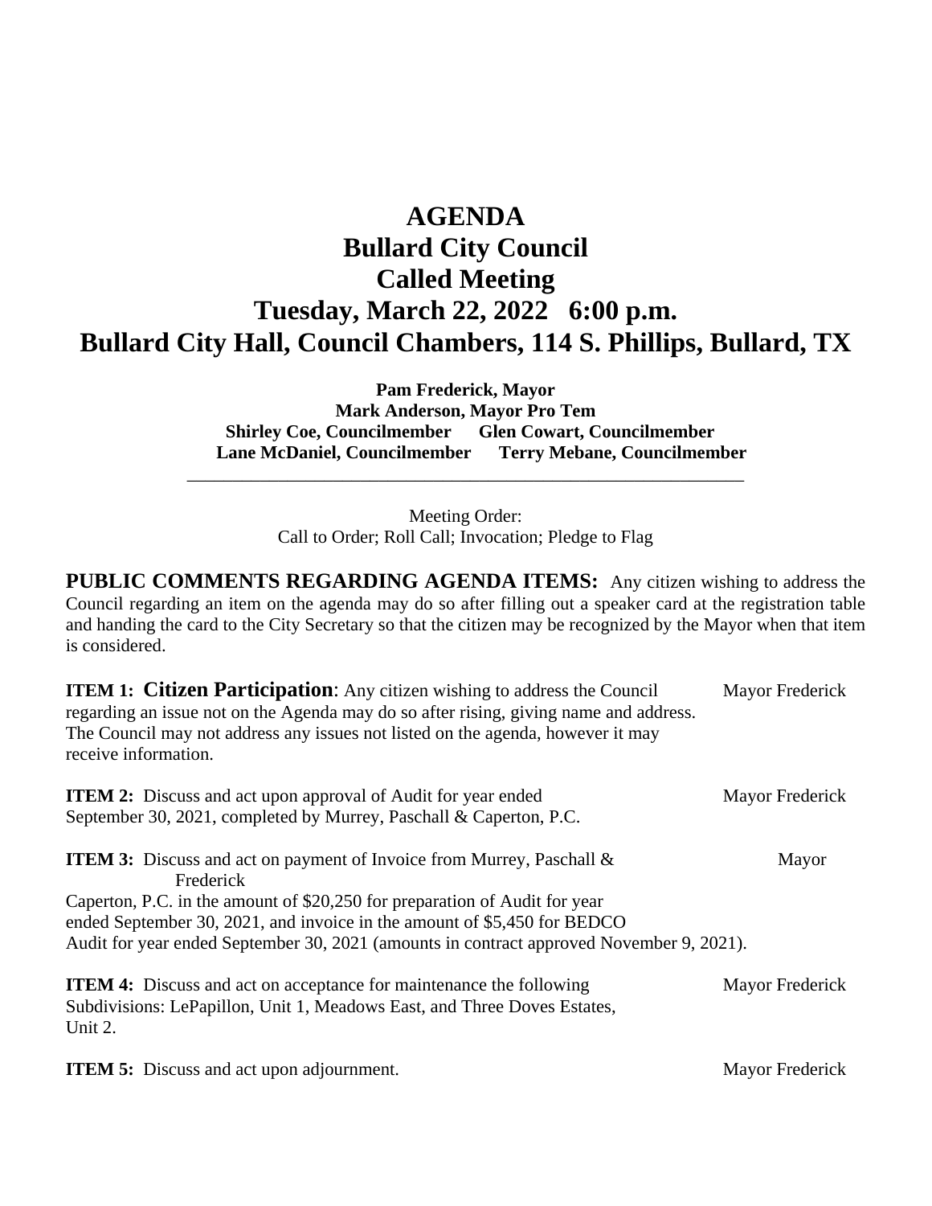# AGENDA
# Bullard City Council
# Called Meeting
# Tuesday, March 22, 2022 6:00 p.m.
# Bullard City Hall, Council Chambers, 114 S. Phillips, Bullard, TX

**Pam Frederick, Mayor**
**Mark Anderson, Mayor Pro Tem**
**Shirley Coe, Councilmember Glen Cowart, Councilmember**
**Lane McDaniel, Councilmember Terry Mebane, Councilmember**

---

Meeting Order:
Call to Order; Roll Call; Invocation; Pledge to Flag

**PUBLIC COMMENTS REGARDING AGENDA ITEMS:** Any citizen wishing to address the Council regarding an item on the agenda may do so after filling out a speaker card at the registration table and handing the card to the City Secretary so that the citizen may be recognized by the Mayor when that item is considered.

**ITEM 1: Citizen Participation**: Any citizen wishing to address the Council regarding an issue not on the Agenda may do so after rising, giving name and address. The Council may not address any issues not listed on the agenda, however it may receive information. — Mayor Frederick

**ITEM 2:** Discuss and act upon approval of Audit for year ended September 30, 2021, completed by Murrey, Paschall & Caperton, P.C. — Mayor Frederick

**ITEM 3:** Discuss and act on payment of Invoice from Murrey, Paschall & Caperton, P.C. in the amount of $20,250 for preparation of Audit for year ended September 30, 2021, and invoice in the amount of $5,450 for BEDCO Audit for year ended September 30, 2021 (amounts in contract approved November 9, 2021). — Mayor Frederick

**ITEM 4:** Discuss and act on acceptance for maintenance the following Subdivisions: LePapillon, Unit 1, Meadows East, and Three Doves Estates, Unit 2. — Mayor Frederick

**ITEM 5:** Discuss and act upon adjournment. — Mayor Frederick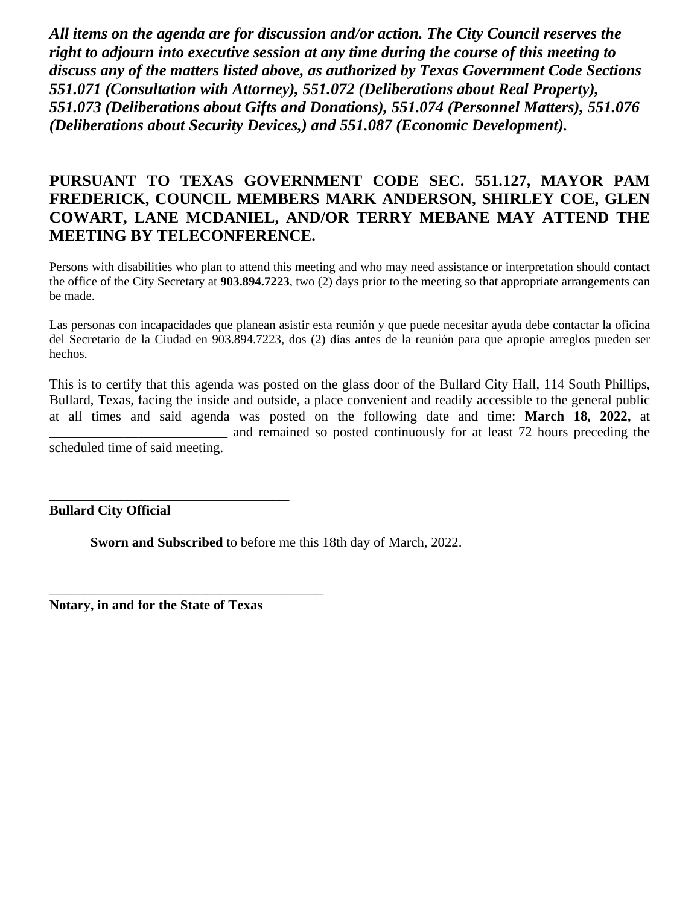***All items on the agenda are for discussion and/or action. The City Council reserves the right to adjourn into executive session at any time during the course of this meeting to discuss any of the matters listed above, as authorized by Texas Government Code Sections 551.071 (Consultation with Attorney), 551.072 (Deliberations about Real Property), 551.073 (Deliberations about Gifts and Donations), 551.074 (Personnel Matters), 551.076 (Deliberations about Security Devices,) and 551.087 (Economic Development).***

**PURSUANT TO TEXAS GOVERNMENT CODE SEC. 551.127, MAYOR PAM FREDERICK, COUNCIL MEMBERS MARK ANDERSON, SHIRLEY COE, GLEN COWART, LANE MCDANIEL, AND/OR TERRY MEBANE MAY ATTEND THE MEETING BY TELECONFERENCE.**

Persons with disabilities who plan to attend this meeting and who may need assistance or interpretation should contact the office of the City Secretary at **903.894.7223**, two (2) days prior to the meeting so that appropriate arrangements can be made.

Las personas con incapacidades que planean asistir esta reunión y que puede necesitar ayuda debe contactar la oficina del Secretario de la Ciudad en 903.894.7223, dos (2) días antes de la reunión para que apropie arreglos pueden ser hechos.

This is to certify that this agenda was posted on the glass door of the Bullard City Hall, 114 South Phillips, Bullard, Texas, facing the inside and outside, a place convenient and readily accessible to the general public at all times and said agenda was posted on the following date and time: **March 18, 2022,** at __________________________ and remained so posted continuously for at least 72 hours preceding the scheduled time of said meeting.

____________________________________

**Bullard City Official**

**Sworn and Subscribed** to before me this 18th day of March, 2022.

_________________________________________

**Notary, in and for the State of Texas**